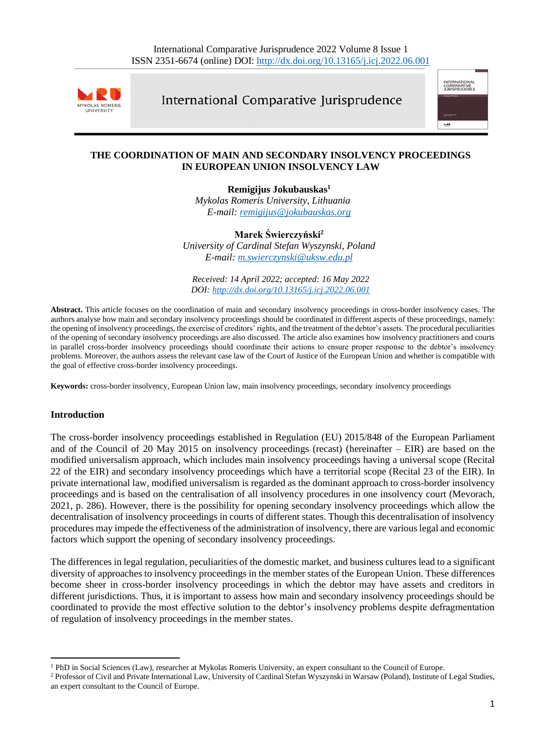# THE COORDINATION OF MAIN AND SECONDARY INSOLVENCY PROCEEDINGS IN EUROPEAN UNION INSOLVENCY LAW

**Remigijus Jokubauskas**[1]
*Mykolas Romeris University, Lithuania*
*E-mail: remigijus@jokubauskas.org*

**Marek Świerczyński**[2]
*University of Cardinal Stefan Wyszynski, Poland*
*E-mail: m.swierczynski@uksw.edu.pl*

*Received: 14 April 2022; accepted: 16 May 2022*
*DOI: http://dx.doi.org/10.13165/j.icj.2022.06.001*

**Abstract.** This article focuses on the coordination of main and secondary insolvency proceedings in cross-border insolvency cases. The authors analyse how main and secondary insolvency proceedings should be coordinated in different aspects of these proceedings, namely: the opening of insolvency proceedings, the exercise of creditors' rights, and the treatment of the debtor's assets. The procedural peculiarities of the opening of secondary insolvency proceedings are also discussed. The article also examines how insolvency practitioners and courts in parallel cross-border insolvency proceedings should coordinate their actions to ensure proper response to the debtor's insolvency problems. Moreover, the authors assess the relevant case law of the Court of Justice of the European Union and whether is compatible with the goal of effective cross-border insolvency proceedings.

**Keywords:** cross-border insolvency, European Union law, main insolvency proceedings, secondary insolvency proceedings

## Introduction

The cross-border insolvency proceedings established in Regulation (EU) 2015/848 of the European Parliament and of the Council of 20 May 2015 on insolvency proceedings (recast) (hereinafter – EIR) are based on the modified universalism approach, which includes main insolvency proceedings having a universal scope (Recital 22 of the EIR) and secondary insolvency proceedings which have a territorial scope (Recital 23 of the EIR). In private international law, modified universalism is regarded as the dominant approach to cross-border insolvency proceedings and is based on the centralisation of all insolvency procedures in one insolvency court (Mevorach, 2021, p. 286). However, there is the possibility for opening secondary insolvency proceedings which allow the decentralisation of insolvency proceedings in courts of different states. Though this decentralisation of insolvency procedures may impede the effectiveness of the administration of insolvency, there are various legal and economic factors which support the opening of secondary insolvency proceedings.

The differences in legal regulation, peculiarities of the domestic market, and business cultures lead to a significant diversity of approaches to insolvency proceedings in the member states of the European Union. These differences become sheer in cross-border insolvency proceedings in which the debtor may have assets and creditors in different jurisdictions. Thus, it is important to assess how main and secondary insolvency proceedings should be coordinated to provide the most effective solution to the debtor's insolvency problems despite defragmentation of regulation of insolvency proceedings in the member states.

---

[1] PhD in Social Sciences (Law), researcher at Mykolas Romeris University, an expert consultant to the Council of Europe.

[2] Professor of Civil and Private International Law, University of Cardinal Stefan Wyszynski in Warsaw (Poland), Institute of Legal Studies, an expert consultant to the Council of Europe.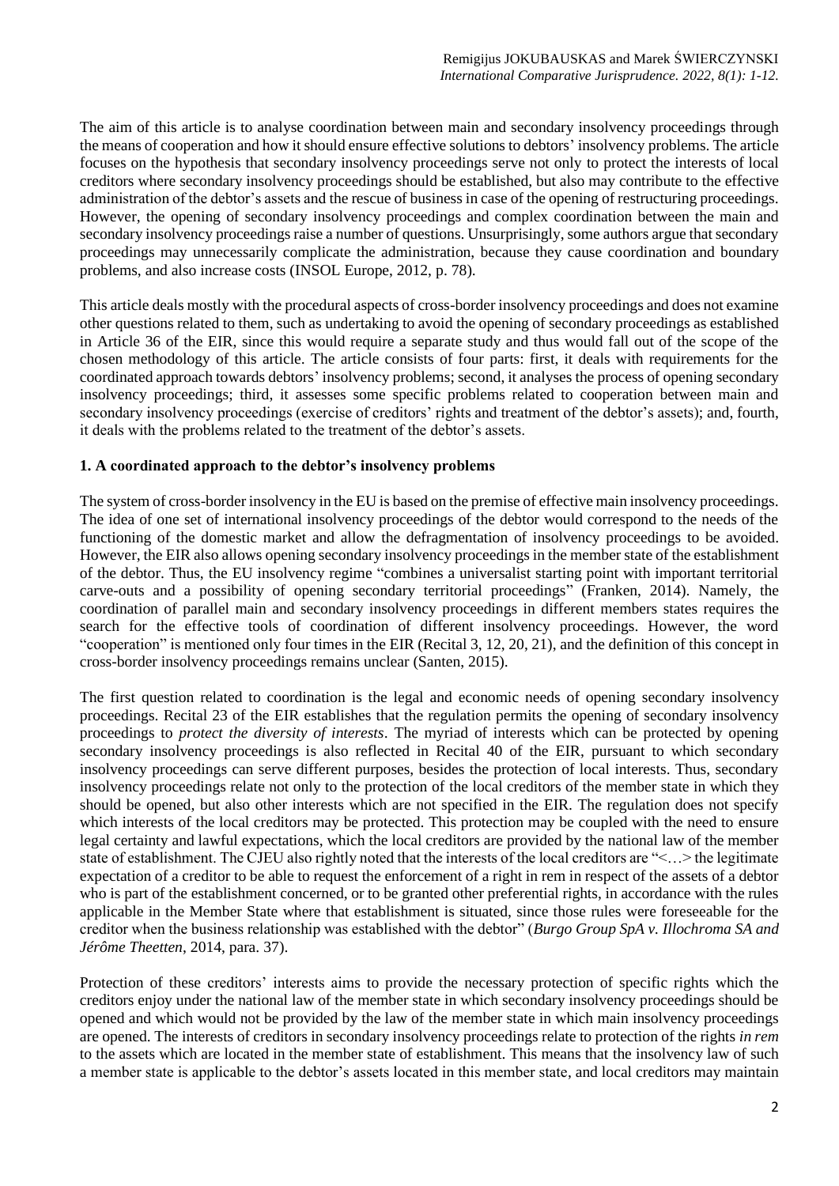The aim of this article is to analyse coordination between main and secondary insolvency proceedings through the means of cooperation and how it should ensure effective solutions to debtors' insolvency problems. The article focuses on the hypothesis that secondary insolvency proceedings serve not only to protect the interests of local creditors where secondary insolvency proceedings should be established, but also may contribute to the effective administration of the debtor's assets and the rescue of business in case of the opening of restructuring proceedings. However, the opening of secondary insolvency proceedings and complex coordination between the main and secondary insolvency proceedings raise a number of questions. Unsurprisingly, some authors argue that secondary proceedings may unnecessarily complicate the administration, because they cause coordination and boundary problems, and also increase costs (INSOL Europe, 2012, p. 78).

This article deals mostly with the procedural aspects of cross-border insolvency proceedings and does not examine other questions related to them, such as undertaking to avoid the opening of secondary proceedings as established in Article 36 of the EIR, since this would require a separate study and thus would fall out of the scope of the chosen methodology of this article. The article consists of four parts: first, it deals with requirements for the coordinated approach towards debtors' insolvency problems; second, it analyses the process of opening secondary insolvency proceedings; third, it assesses some specific problems related to cooperation between main and secondary insolvency proceedings (exercise of creditors' rights and treatment of the debtor's assets); and, fourth, it deals with the problems related to the treatment of the debtor's assets.

## 1. A coordinated approach to the debtor's insolvency problems

The system of cross-border insolvency in the EU is based on the premise of effective main insolvency proceedings. The idea of one set of international insolvency proceedings of the debtor would correspond to the needs of the functioning of the domestic market and allow the defragmentation of insolvency proceedings to be avoided. However, the EIR also allows opening secondary insolvency proceedings in the member state of the establishment of the debtor. Thus, the EU insolvency regime "combines a universalist starting point with important territorial carve-outs and a possibility of opening secondary territorial proceedings" (Franken, 2014). Namely, the coordination of parallel main and secondary insolvency proceedings in different members states requires the search for the effective tools of coordination of different insolvency proceedings. However, the word "cooperation" is mentioned only four times in the EIR (Recital 3, 12, 20, 21), and the definition of this concept in cross-border insolvency proceedings remains unclear (Santen, 2015).

The first question related to coordination is the legal and economic needs of opening secondary insolvency proceedings. Recital 23 of the EIR establishes that the regulation permits the opening of secondary insolvency proceedings to *protect the diversity of interests*. The myriad of interests which can be protected by opening secondary insolvency proceedings is also reflected in Recital 40 of the EIR, pursuant to which secondary insolvency proceedings can serve different purposes, besides the protection of local interests. Thus, secondary insolvency proceedings relate not only to the protection of the local creditors of the member state in which they should be opened, but also other interests which are not specified in the EIR. The regulation does not specify which interests of the local creditors may be protected. This protection may be coupled with the need to ensure legal certainty and lawful expectations, which the local creditors are provided by the national law of the member state of establishment. The CJEU also rightly noted that the interests of the local creditors are "<…> the legitimate expectation of a creditor to be able to request the enforcement of a right in rem in respect of the assets of a debtor who is part of the establishment concerned, or to be granted other preferential rights, in accordance with the rules applicable in the Member State where that establishment is situated, since those rules were foreseeable for the creditor when the business relationship was established with the debtor" (*Burgo Group SpA v. Illochroma SA and Jérôme Theetten*, 2014, para. 37).

Protection of these creditors' interests aims to provide the necessary protection of specific rights which the creditors enjoy under the national law of the member state in which secondary insolvency proceedings should be opened and which would not be provided by the law of the member state in which main insolvency proceedings are opened. The interests of creditors in secondary insolvency proceedings relate to protection of the rights *in rem* to the assets which are located in the member state of establishment. This means that the insolvency law of such a member state is applicable to the debtor's assets located in this member state, and local creditors may maintain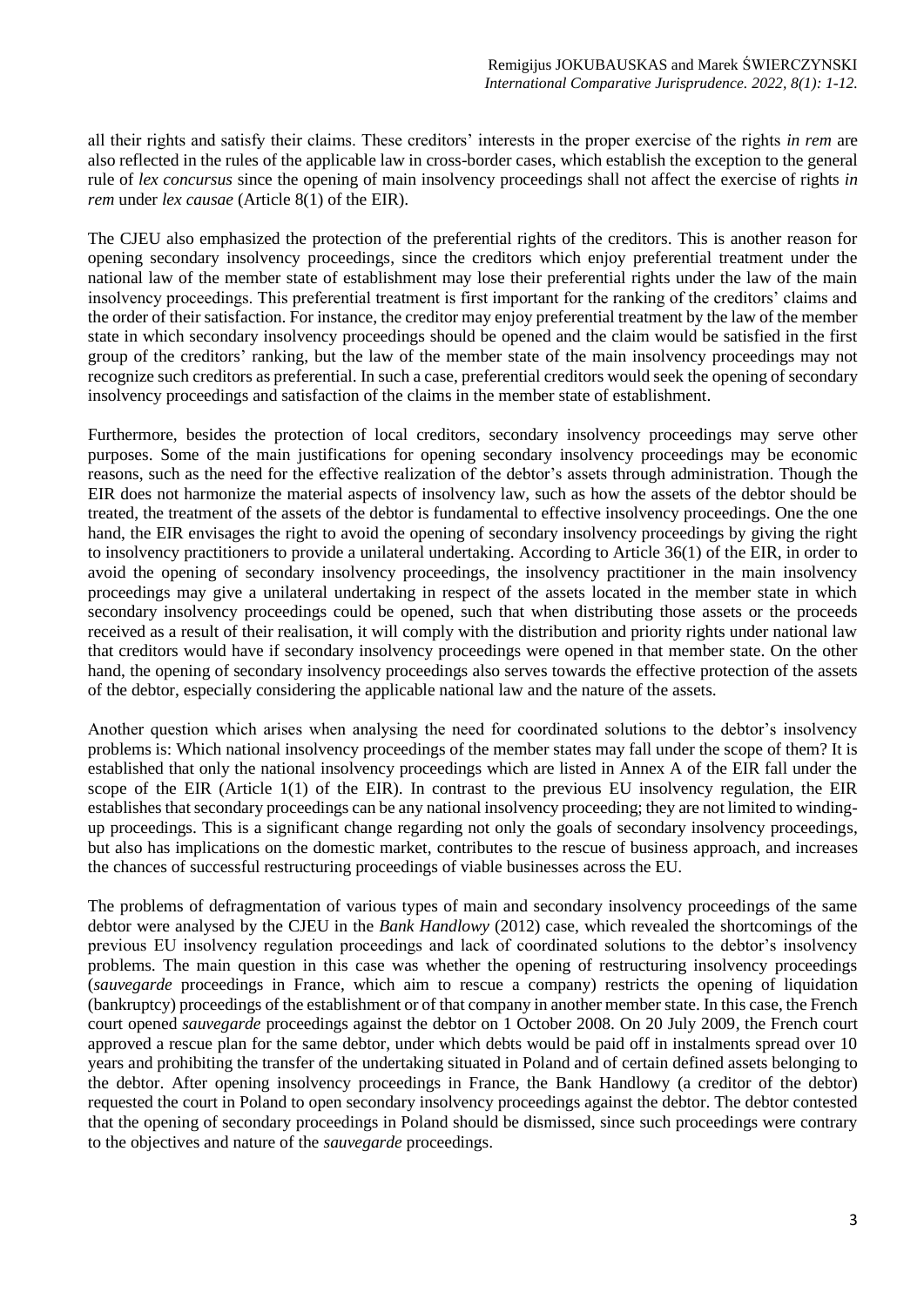all their rights and satisfy their claims. These creditors' interests in the proper exercise of the rights *in rem* are also reflected in the rules of the applicable law in cross-border cases, which establish the exception to the general rule of *lex concursus* since the opening of main insolvency proceedings shall not affect the exercise of rights *in rem* under *lex causae* (Article 8(1) of the EIR).

The CJEU also emphasized the protection of the preferential rights of the creditors. This is another reason for opening secondary insolvency proceedings, since the creditors which enjoy preferential treatment under the national law of the member state of establishment may lose their preferential rights under the law of the main insolvency proceedings. This preferential treatment is first important for the ranking of the creditors' claims and the order of their satisfaction. For instance, the creditor may enjoy preferential treatment by the law of the member state in which secondary insolvency proceedings should be opened and the claim would be satisfied in the first group of the creditors' ranking, but the law of the member state of the main insolvency proceedings may not recognize such creditors as preferential. In such a case, preferential creditors would seek the opening of secondary insolvency proceedings and satisfaction of the claims in the member state of establishment.

Furthermore, besides the protection of local creditors, secondary insolvency proceedings may serve other purposes. Some of the main justifications for opening secondary insolvency proceedings may be economic reasons, such as the need for the effective realization of the debtor's assets through administration. Though the EIR does not harmonize the material aspects of insolvency law, such as how the assets of the debtor should be treated, the treatment of the assets of the debtor is fundamental to effective insolvency proceedings. One the one hand, the EIR envisages the right to avoid the opening of secondary insolvency proceedings by giving the right to insolvency practitioners to provide a unilateral undertaking. According to Article 36(1) of the EIR, in order to avoid the opening of secondary insolvency proceedings, the insolvency practitioner in the main insolvency proceedings may give a unilateral undertaking in respect of the assets located in the member state in which secondary insolvency proceedings could be opened, such that when distributing those assets or the proceeds received as a result of their realisation, it will comply with the distribution and priority rights under national law that creditors would have if secondary insolvency proceedings were opened in that member state. On the other hand, the opening of secondary insolvency proceedings also serves towards the effective protection of the assets of the debtor, especially considering the applicable national law and the nature of the assets.

Another question which arises when analysing the need for coordinated solutions to the debtor's insolvency problems is: Which national insolvency proceedings of the member states may fall under the scope of them? It is established that only the national insolvency proceedings which are listed in Annex A of the EIR fall under the scope of the EIR (Article 1(1) of the EIR). In contrast to the previous EU insolvency regulation, the EIR establishes that secondary proceedings can be any national insolvency proceeding; they are not limited to winding-up proceedings. This is a significant change regarding not only the goals of secondary insolvency proceedings, but also has implications on the domestic market, contributes to the rescue of business approach, and increases the chances of successful restructuring proceedings of viable businesses across the EU.

The problems of defragmentation of various types of main and secondary insolvency proceedings of the same debtor were analysed by the CJEU in the *Bank Handlowy* (2012) case, which revealed the shortcomings of the previous EU insolvency regulation proceedings and lack of coordinated solutions to the debtor's insolvency problems. The main question in this case was whether the opening of restructuring insolvency proceedings (*sauvegarde* proceedings in France, which aim to rescue a company) restricts the opening of liquidation (bankruptcy) proceedings of the establishment or of that company in another member state. In this case, the French court opened *sauvegarde* proceedings against the debtor on 1 October 2008. On 20 July 2009, the French court approved a rescue plan for the same debtor, under which debts would be paid off in instalments spread over 10 years and prohibiting the transfer of the undertaking situated in Poland and of certain defined assets belonging to the debtor. After opening insolvency proceedings in France, the Bank Handlowy (a creditor of the debtor) requested the court in Poland to open secondary insolvency proceedings against the debtor. The debtor contested that the opening of secondary proceedings in Poland should be dismissed, since such proceedings were contrary to the objectives and nature of the *sauvegarde* proceedings.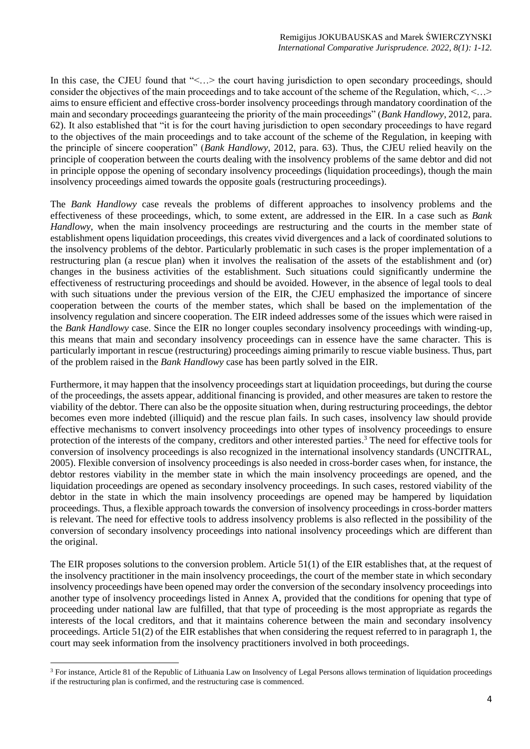In this case, the CJEU found that "<…> the court having jurisdiction to open secondary proceedings, should consider the objectives of the main proceedings and to take account of the scheme of the Regulation, which, <…> aims to ensure efficient and effective cross-border insolvency proceedings through mandatory coordination of the main and secondary proceedings guaranteeing the priority of the main proceedings" (*Bank Handlowy*, 2012, para. 62). It also established that "it is for the court having jurisdiction to open secondary proceedings to have regard to the objectives of the main proceedings and to take account of the scheme of the Regulation, in keeping with the principle of sincere cooperation" (*Bank Handlowy*, 2012, para. 63). Thus, the CJEU relied heavily on the principle of cooperation between the courts dealing with the insolvency problems of the same debtor and did not in principle oppose the opening of secondary insolvency proceedings (liquidation proceedings), though the main insolvency proceedings aimed towards the opposite goals (restructuring proceedings).

The *Bank Handlowy* case reveals the problems of different approaches to insolvency problems and the effectiveness of these proceedings, which, to some extent, are addressed in the EIR. In a case such as *Bank Handlowy*, when the main insolvency proceedings are restructuring and the courts in the member state of establishment opens liquidation proceedings, this creates vivid divergences and a lack of coordinated solutions to the insolvency problems of the debtor. Particularly problematic in such cases is the proper implementation of a restructuring plan (a rescue plan) when it involves the realisation of the assets of the establishment and (or) changes in the business activities of the establishment. Such situations could significantly undermine the effectiveness of restructuring proceedings and should be avoided. However, in the absence of legal tools to deal with such situations under the previous version of the EIR, the CJEU emphasized the importance of sincere cooperation between the courts of the member states, which shall be based on the implementation of the insolvency regulation and sincere cooperation. The EIR indeed addresses some of the issues which were raised in the *Bank Handlowy* case. Since the EIR no longer couples secondary insolvency proceedings with winding-up, this means that main and secondary insolvency proceedings can in essence have the same character. This is particularly important in rescue (restructuring) proceedings aiming primarily to rescue viable business. Thus, part of the problem raised in the *Bank Handlowy* case has been partly solved in the EIR.

Furthermore, it may happen that the insolvency proceedings start at liquidation proceedings, but during the course of the proceedings, the assets appear, additional financing is provided, and other measures are taken to restore the viability of the debtor. There can also be the opposite situation when, during restructuring proceedings, the debtor becomes even more indebted (illiquid) and the rescue plan fails. In such cases, insolvency law should provide effective mechanisms to convert insolvency proceedings into other types of insolvency proceedings to ensure protection of the interests of the company, creditors and other interested parties.[3] The need for effective tools for conversion of insolvency proceedings is also recognized in the international insolvency standards (UNCITRAL, 2005). Flexible conversion of insolvency proceedings is also needed in cross-border cases when, for instance, the debtor restores viability in the member state in which the main insolvency proceedings are opened, and the liquidation proceedings are opened as secondary insolvency proceedings. In such cases, restored viability of the debtor in the state in which the main insolvency proceedings are opened may be hampered by liquidation proceedings. Thus, a flexible approach towards the conversion of insolvency proceedings in cross-border matters is relevant. The need for effective tools to address insolvency problems is also reflected in the possibility of the conversion of secondary insolvency proceedings into national insolvency proceedings which are different than the original.

The EIR proposes solutions to the conversion problem. Article 51(1) of the EIR establishes that, at the request of the insolvency practitioner in the main insolvency proceedings, the court of the member state in which secondary insolvency proceedings have been opened may order the conversion of the secondary insolvency proceedings into another type of insolvency proceedings listed in Annex A, provided that the conditions for opening that type of proceeding under national law are fulfilled, that that type of proceeding is the most appropriate as regards the interests of the local creditors, and that it maintains coherence between the main and secondary insolvency proceedings. Article 51(2) of the EIR establishes that when considering the request referred to in paragraph 1, the court may seek information from the insolvency practitioners involved in both proceedings.

[3] For instance, Article 81 of the Republic of Lithuania Law on Insolvency of Legal Persons allows termination of liquidation proceedings if the restructuring plan is confirmed, and the restructuring case is commenced.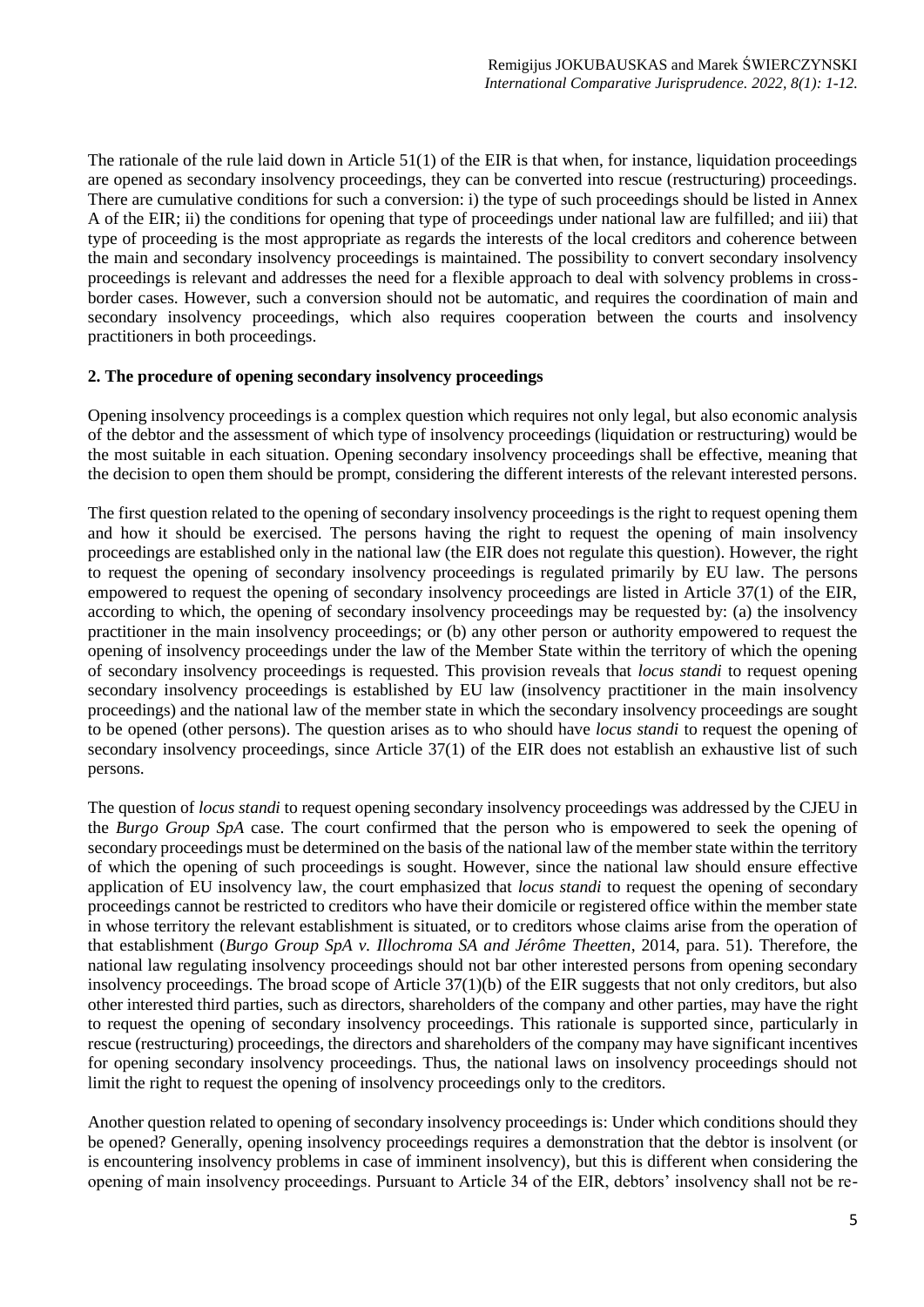The rationale of the rule laid down in Article 51(1) of the EIR is that when, for instance, liquidation proceedings are opened as secondary insolvency proceedings, they can be converted into rescue (restructuring) proceedings. There are cumulative conditions for such a conversion: i) the type of such proceedings should be listed in Annex A of the EIR; ii) the conditions for opening that type of proceedings under national law are fulfilled; and iii) that type of proceeding is the most appropriate as regards the interests of the local creditors and coherence between the main and secondary insolvency proceedings is maintained. The possibility to convert secondary insolvency proceedings is relevant and addresses the need for a flexible approach to deal with solvency problems in cross-border cases. However, such a conversion should not be automatic, and requires the coordination of main and secondary insolvency proceedings, which also requires cooperation between the courts and insolvency practitioners in both proceedings.

## 2. The procedure of opening secondary insolvency proceedings

Opening insolvency proceedings is a complex question which requires not only legal, but also economic analysis of the debtor and the assessment of which type of insolvency proceedings (liquidation or restructuring) would be the most suitable in each situation. Opening secondary insolvency proceedings shall be effective, meaning that the decision to open them should be prompt, considering the different interests of the relevant interested persons.

The first question related to the opening of secondary insolvency proceedings is the right to request opening them and how it should be exercised. The persons having the right to request the opening of main insolvency proceedings are established only in the national law (the EIR does not regulate this question). However, the right to request the opening of secondary insolvency proceedings is regulated primarily by EU law. The persons empowered to request the opening of secondary insolvency proceedings are listed in Article 37(1) of the EIR, according to which, the opening of secondary insolvency proceedings may be requested by: (a) the insolvency practitioner in the main insolvency proceedings; or (b) any other person or authority empowered to request the opening of insolvency proceedings under the law of the Member State within the territory of which the opening of secondary insolvency proceedings is requested. This provision reveals that *locus standi* to request opening secondary insolvency proceedings is established by EU law (insolvency practitioner in the main insolvency proceedings) and the national law of the member state in which the secondary insolvency proceedings are sought to be opened (other persons). The question arises as to who should have *locus standi* to request the opening of secondary insolvency proceedings, since Article 37(1) of the EIR does not establish an exhaustive list of such persons.

The question of *locus standi* to request opening secondary insolvency proceedings was addressed by the CJEU in the *Burgo Group SpA* case. The court confirmed that the person who is empowered to seek the opening of secondary proceedings must be determined on the basis of the national law of the member state within the territory of which the opening of such proceedings is sought. However, since the national law should ensure effective application of EU insolvency law, the court emphasized that *locus standi* to request the opening of secondary proceedings cannot be restricted to creditors who have their domicile or registered office within the member state in whose territory the relevant establishment is situated, or to creditors whose claims arise from the operation of that establishment (*Burgo Group SpA v. Illochroma SA and Jérôme Theetten*, 2014, para. 51). Therefore, the national law regulating insolvency proceedings should not bar other interested persons from opening secondary insolvency proceedings. The broad scope of Article 37(1)(b) of the EIR suggests that not only creditors, but also other interested third parties, such as directors, shareholders of the company and other parties, may have the right to request the opening of secondary insolvency proceedings. This rationale is supported since, particularly in rescue (restructuring) proceedings, the directors and shareholders of the company may have significant incentives for opening secondary insolvency proceedings. Thus, the national laws on insolvency proceedings should not limit the right to request the opening of insolvency proceedings only to the creditors.

Another question related to opening of secondary insolvency proceedings is: Under which conditions should they be opened? Generally, opening insolvency proceedings requires a demonstration that the debtor is insolvent (or is encountering insolvency problems in case of imminent insolvency), but this is different when considering the opening of main insolvency proceedings. Pursuant to Article 34 of the EIR, debtors' insolvency shall not be re-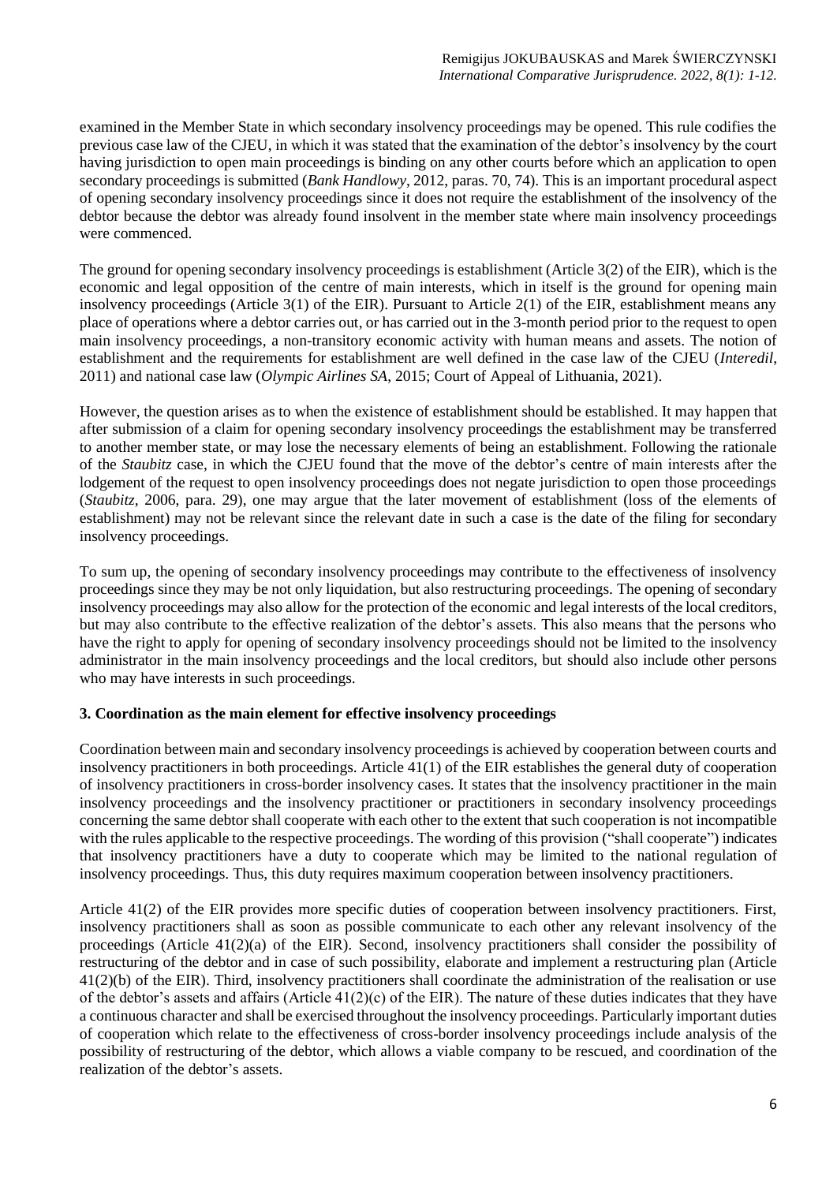examined in the Member State in which secondary insolvency proceedings may be opened. This rule codifies the previous case law of the CJEU, in which it was stated that the examination of the debtor's insolvency by the court having jurisdiction to open main proceedings is binding on any other courts before which an application to open secondary proceedings is submitted (*Bank Handlowy*, 2012, paras. 70, 74). This is an important procedural aspect of opening secondary insolvency proceedings since it does not require the establishment of the insolvency of the debtor because the debtor was already found insolvent in the member state where main insolvency proceedings were commenced.

The ground for opening secondary insolvency proceedings is establishment (Article 3(2) of the EIR), which is the economic and legal opposition of the centre of main interests, which in itself is the ground for opening main insolvency proceedings (Article 3(1) of the EIR). Pursuant to Article 2(1) of the EIR, establishment means any place of operations where a debtor carries out, or has carried out in the 3-month period prior to the request to open main insolvency proceedings, a non-transitory economic activity with human means and assets. The notion of establishment and the requirements for establishment are well defined in the case law of the CJEU (*Interedil*, 2011) and national case law (*Olympic Airlines SA*, 2015; Court of Appeal of Lithuania, 2021).

However, the question arises as to when the existence of establishment should be established. It may happen that after submission of a claim for opening secondary insolvency proceedings the establishment may be transferred to another member state, or may lose the necessary elements of being an establishment. Following the rationale of the *Staubitz* case, in which the CJEU found that the move of the debtor's centre of main interests after the lodgement of the request to open insolvency proceedings does not negate jurisdiction to open those proceedings (*Staubitz*, 2006, para. 29), one may argue that the later movement of establishment (loss of the elements of establishment) may not be relevant since the relevant date in such a case is the date of the filing for secondary insolvency proceedings.

To sum up, the opening of secondary insolvency proceedings may contribute to the effectiveness of insolvency proceedings since they may be not only liquidation, but also restructuring proceedings. The opening of secondary insolvency proceedings may also allow for the protection of the economic and legal interests of the local creditors, but may also contribute to the effective realization of the debtor's assets. This also means that the persons who have the right to apply for opening of secondary insolvency proceedings should not be limited to the insolvency administrator in the main insolvency proceedings and the local creditors, but should also include other persons who may have interests in such proceedings.

## 3. Coordination as the main element for effective insolvency proceedings

Coordination between main and secondary insolvency proceedings is achieved by cooperation between courts and insolvency practitioners in both proceedings. Article 41(1) of the EIR establishes the general duty of cooperation of insolvency practitioners in cross-border insolvency cases. It states that the insolvency practitioner in the main insolvency proceedings and the insolvency practitioner or practitioners in secondary insolvency proceedings concerning the same debtor shall cooperate with each other to the extent that such cooperation is not incompatible with the rules applicable to the respective proceedings. The wording of this provision ("shall cooperate") indicates that insolvency practitioners have a duty to cooperate which may be limited to the national regulation of insolvency proceedings. Thus, this duty requires maximum cooperation between insolvency practitioners.

Article 41(2) of the EIR provides more specific duties of cooperation between insolvency practitioners. First, insolvency practitioners shall as soon as possible communicate to each other any relevant insolvency of the proceedings (Article 41(2)(a) of the EIR). Second, insolvency practitioners shall consider the possibility of restructuring of the debtor and in case of such possibility, elaborate and implement a restructuring plan (Article 41(2)(b) of the EIR). Third, insolvency practitioners shall coordinate the administration of the realisation or use of the debtor's assets and affairs (Article 41(2)(c) of the EIR). The nature of these duties indicates that they have a continuous character and shall be exercised throughout the insolvency proceedings. Particularly important duties of cooperation which relate to the effectiveness of cross-border insolvency proceedings include analysis of the possibility of restructuring of the debtor, which allows a viable company to be rescued, and coordination of the realization of the debtor's assets.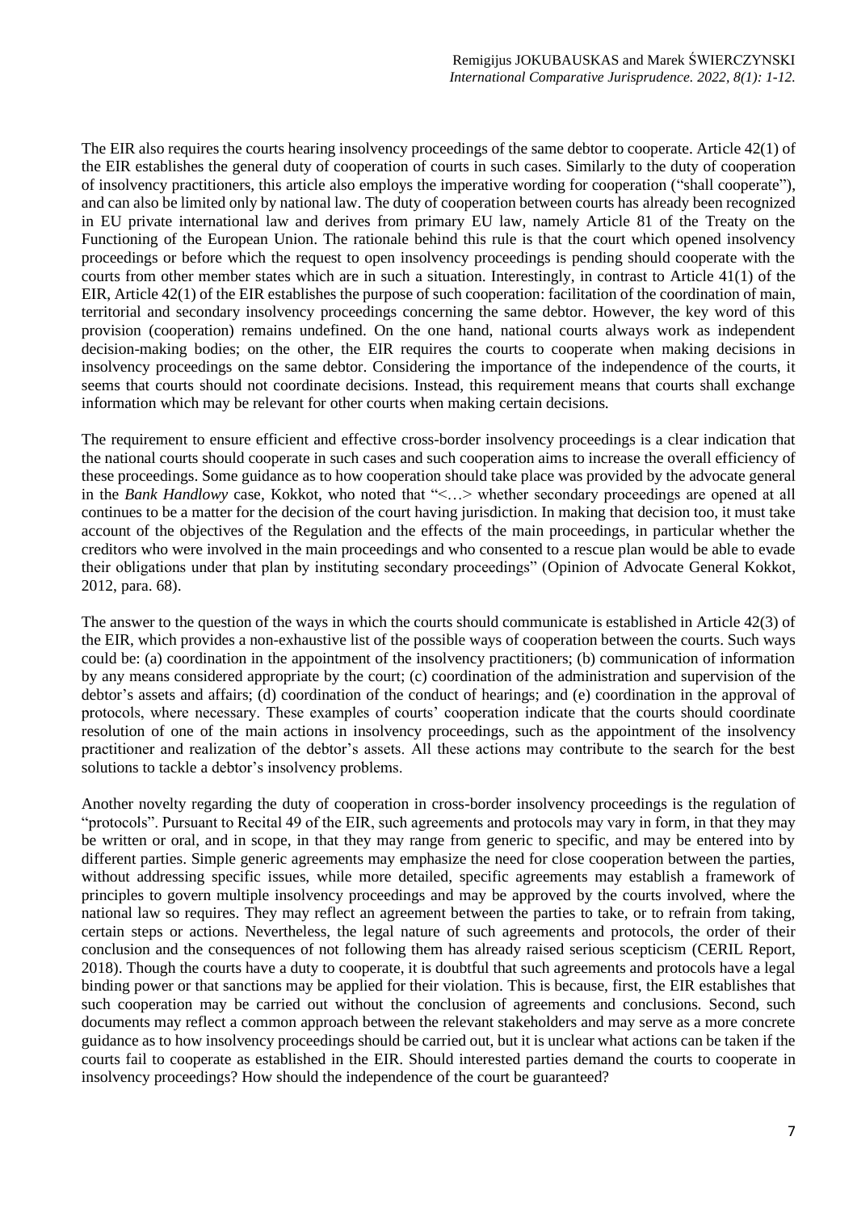The EIR also requires the courts hearing insolvency proceedings of the same debtor to cooperate. Article 42(1) of the EIR establishes the general duty of cooperation of courts in such cases. Similarly to the duty of cooperation of insolvency practitioners, this article also employs the imperative wording for cooperation ("shall cooperate"), and can also be limited only by national law. The duty of cooperation between courts has already been recognized in EU private international law and derives from primary EU law, namely Article 81 of the Treaty on the Functioning of the European Union. The rationale behind this rule is that the court which opened insolvency proceedings or before which the request to open insolvency proceedings is pending should cooperate with the courts from other member states which are in such a situation. Interestingly, in contrast to Article 41(1) of the EIR, Article 42(1) of the EIR establishes the purpose of such cooperation: facilitation of the coordination of main, territorial and secondary insolvency proceedings concerning the same debtor. However, the key word of this provision (cooperation) remains undefined. On the one hand, national courts always work as independent decision-making bodies; on the other, the EIR requires the courts to cooperate when making decisions in insolvency proceedings on the same debtor. Considering the importance of the independence of the courts, it seems that courts should not coordinate decisions. Instead, this requirement means that courts shall exchange information which may be relevant for other courts when making certain decisions.

The requirement to ensure efficient and effective cross-border insolvency proceedings is a clear indication that the national courts should cooperate in such cases and such cooperation aims to increase the overall efficiency of these proceedings. Some guidance as to how cooperation should take place was provided by the advocate general in the *Bank Handlowy* case, Kokkot, who noted that "<…> whether secondary proceedings are opened at all continues to be a matter for the decision of the court having jurisdiction. In making that decision too, it must take account of the objectives of the Regulation and the effects of the main proceedings, in particular whether the creditors who were involved in the main proceedings and who consented to a rescue plan would be able to evade their obligations under that plan by instituting secondary proceedings" (Opinion of Advocate General Kokkot, 2012, para. 68).

The answer to the question of the ways in which the courts should communicate is established in Article 42(3) of the EIR, which provides a non-exhaustive list of the possible ways of cooperation between the courts. Such ways could be: (a) coordination in the appointment of the insolvency practitioners; (b) communication of information by any means considered appropriate by the court; (c) coordination of the administration and supervision of the debtor's assets and affairs; (d) coordination of the conduct of hearings; and (e) coordination in the approval of protocols, where necessary. These examples of courts' cooperation indicate that the courts should coordinate resolution of one of the main actions in insolvency proceedings, such as the appointment of the insolvency practitioner and realization of the debtor's assets. All these actions may contribute to the search for the best solutions to tackle a debtor's insolvency problems.

Another novelty regarding the duty of cooperation in cross-border insolvency proceedings is the regulation of "protocols". Pursuant to Recital 49 of the EIR, such agreements and protocols may vary in form, in that they may be written or oral, and in scope, in that they may range from generic to specific, and may be entered into by different parties. Simple generic agreements may emphasize the need for close cooperation between the parties, without addressing specific issues, while more detailed, specific agreements may establish a framework of principles to govern multiple insolvency proceedings and may be approved by the courts involved, where the national law so requires. They may reflect an agreement between the parties to take, or to refrain from taking, certain steps or actions. Nevertheless, the legal nature of such agreements and protocols, the order of their conclusion and the consequences of not following them has already raised serious scepticism (CERIL Report, 2018). Though the courts have a duty to cooperate, it is doubtful that such agreements and protocols have a legal binding power or that sanctions may be applied for their violation. This is because, first, the EIR establishes that such cooperation may be carried out without the conclusion of agreements and conclusions. Second, such documents may reflect a common approach between the relevant stakeholders and may serve as a more concrete guidance as to how insolvency proceedings should be carried out, but it is unclear what actions can be taken if the courts fail to cooperate as established in the EIR. Should interested parties demand the courts to cooperate in insolvency proceedings? How should the independence of the court be guaranteed?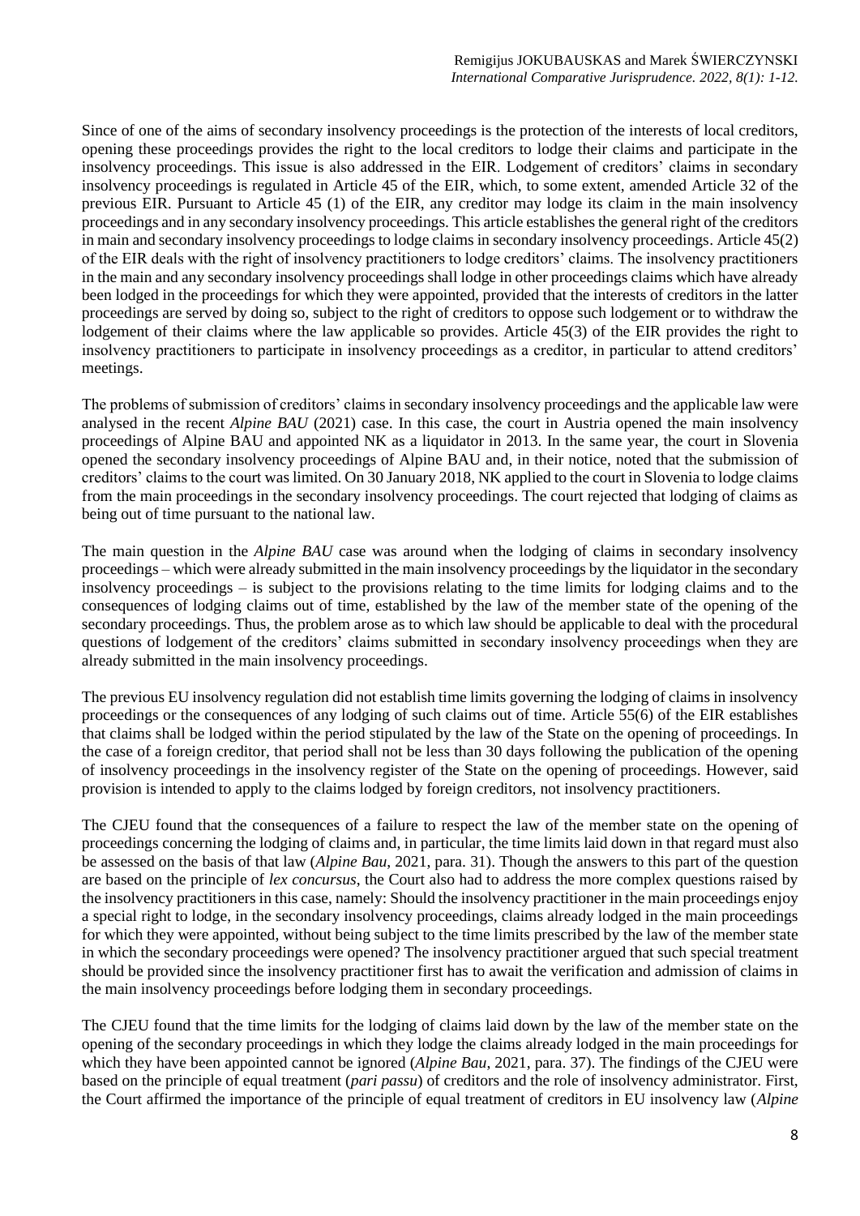Since of one of the aims of secondary insolvency proceedings is the protection of the interests of local creditors, opening these proceedings provides the right to the local creditors to lodge their claims and participate in the insolvency proceedings. This issue is also addressed in the EIR. Lodgement of creditors' claims in secondary insolvency proceedings is regulated in Article 45 of the EIR, which, to some extent, amended Article 32 of the previous EIR. Pursuant to Article 45 (1) of the EIR, any creditor may lodge its claim in the main insolvency proceedings and in any secondary insolvency proceedings. This article establishes the general right of the creditors in main and secondary insolvency proceedings to lodge claims in secondary insolvency proceedings. Article 45(2) of the EIR deals with the right of insolvency practitioners to lodge creditors' claims. The insolvency practitioners in the main and any secondary insolvency proceedings shall lodge in other proceedings claims which have already been lodged in the proceedings for which they were appointed, provided that the interests of creditors in the latter proceedings are served by doing so, subject to the right of creditors to oppose such lodgement or to withdraw the lodgement of their claims where the law applicable so provides. Article 45(3) of the EIR provides the right to insolvency practitioners to participate in insolvency proceedings as a creditor, in particular to attend creditors' meetings.

The problems of submission of creditors' claims in secondary insolvency proceedings and the applicable law were analysed in the recent *Alpine BAU* (2021) case. In this case, the court in Austria opened the main insolvency proceedings of Alpine BAU and appointed NK as a liquidator in 2013. In the same year, the court in Slovenia opened the secondary insolvency proceedings of Alpine BAU and, in their notice, noted that the submission of creditors' claims to the court was limited. On 30 January 2018, NK applied to the court in Slovenia to lodge claims from the main proceedings in the secondary insolvency proceedings. The court rejected that lodging of claims as being out of time pursuant to the national law.

The main question in the *Alpine BAU* case was around when the lodging of claims in secondary insolvency proceedings – which were already submitted in the main insolvency proceedings by the liquidator in the secondary insolvency proceedings – is subject to the provisions relating to the time limits for lodging claims and to the consequences of lodging claims out of time, established by the law of the member state of the opening of the secondary proceedings. Thus, the problem arose as to which law should be applicable to deal with the procedural questions of lodgement of the creditors' claims submitted in secondary insolvency proceedings when they are already submitted in the main insolvency proceedings.

The previous EU insolvency regulation did not establish time limits governing the lodging of claims in insolvency proceedings or the consequences of any lodging of such claims out of time. Article 55(6) of the EIR establishes that claims shall be lodged within the period stipulated by the law of the State on the opening of proceedings. In the case of a foreign creditor, that period shall not be less than 30 days following the publication of the opening of insolvency proceedings in the insolvency register of the State on the opening of proceedings. However, said provision is intended to apply to the claims lodged by foreign creditors, not insolvency practitioners.

The CJEU found that the consequences of a failure to respect the law of the member state on the opening of proceedings concerning the lodging of claims and, in particular, the time limits laid down in that regard must also be assessed on the basis of that law (*Alpine Bau*, 2021, para. 31). Though the answers to this part of the question are based on the principle of *lex concursus*, the Court also had to address the more complex questions raised by the insolvency practitioners in this case, namely: Should the insolvency practitioner in the main proceedings enjoy a special right to lodge, in the secondary insolvency proceedings, claims already lodged in the main proceedings for which they were appointed, without being subject to the time limits prescribed by the law of the member state in which the secondary proceedings were opened? The insolvency practitioner argued that such special treatment should be provided since the insolvency practitioner first has to await the verification and admission of claims in the main insolvency proceedings before lodging them in secondary proceedings.

The CJEU found that the time limits for the lodging of claims laid down by the law of the member state on the opening of the secondary proceedings in which they lodge the claims already lodged in the main proceedings for which they have been appointed cannot be ignored (*Alpine Bau*, 2021, para. 37). The findings of the CJEU were based on the principle of equal treatment (*pari passu*) of creditors and the role of insolvency administrator. First, the Court affirmed the importance of the principle of equal treatment of creditors in EU insolvency law (*Alpine*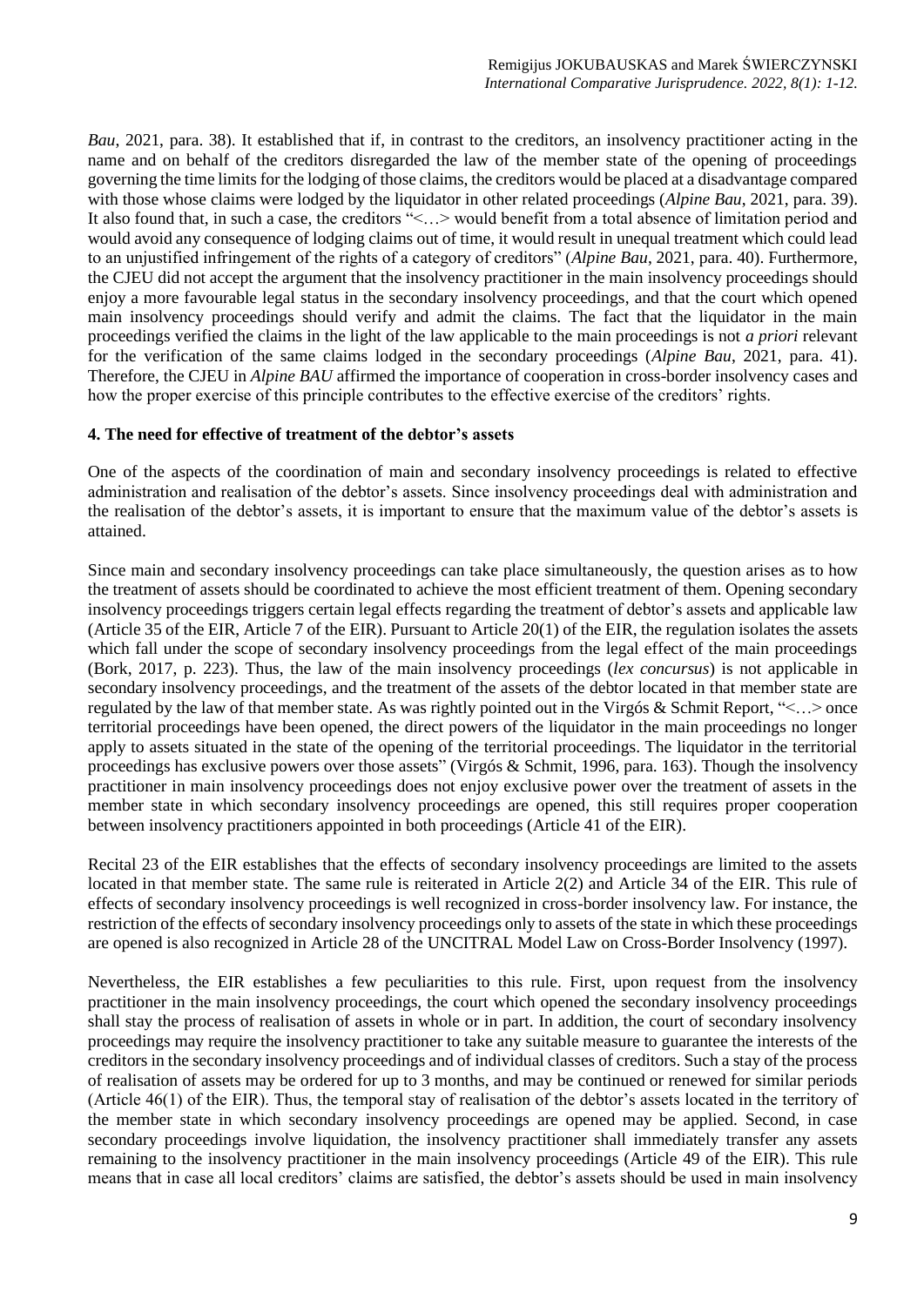*Bau*, 2021, para. 38). It established that if, in contrast to the creditors, an insolvency practitioner acting in the name and on behalf of the creditors disregarded the law of the member state of the opening of proceedings governing the time limits for the lodging of those claims, the creditors would be placed at a disadvantage compared with those whose claims were lodged by the liquidator in other related proceedings (*Alpine Bau*, 2021, para. 39). It also found that, in such a case, the creditors "<…> would benefit from a total absence of limitation period and would avoid any consequence of lodging claims out of time, it would result in unequal treatment which could lead to an unjustified infringement of the rights of a category of creditors" (*Alpine Bau*, 2021, para. 40). Furthermore, the CJEU did not accept the argument that the insolvency practitioner in the main insolvency proceedings should enjoy a more favourable legal status in the secondary insolvency proceedings, and that the court which opened main insolvency proceedings should verify and admit the claims. The fact that the liquidator in the main proceedings verified the claims in the light of the law applicable to the main proceedings is not *a priori* relevant for the verification of the same claims lodged in the secondary proceedings (*Alpine Bau*, 2021, para. 41). Therefore, the CJEU in *Alpine BAU* affirmed the importance of cooperation in cross-border insolvency cases and how the proper exercise of this principle contributes to the effective exercise of the creditors' rights.

## 4. The need for effective of treatment of the debtor's assets

One of the aspects of the coordination of main and secondary insolvency proceedings is related to effective administration and realisation of the debtor's assets. Since insolvency proceedings deal with administration and the realisation of the debtor's assets, it is important to ensure that the maximum value of the debtor's assets is attained.

Since main and secondary insolvency proceedings can take place simultaneously, the question arises as to how the treatment of assets should be coordinated to achieve the most efficient treatment of them. Opening secondary insolvency proceedings triggers certain legal effects regarding the treatment of debtor's assets and applicable law (Article 35 of the EIR, Article 7 of the EIR). Pursuant to Article 20(1) of the EIR, the regulation isolates the assets which fall under the scope of secondary insolvency proceedings from the legal effect of the main proceedings (Bork, 2017, p. 223). Thus, the law of the main insolvency proceedings (*lex concursus*) is not applicable in secondary insolvency proceedings, and the treatment of the assets of the debtor located in that member state are regulated by the law of that member state. As was rightly pointed out in the Virgós & Schmit Report, "<…> once territorial proceedings have been opened, the direct powers of the liquidator in the main proceedings no longer apply to assets situated in the state of the opening of the territorial proceedings. The liquidator in the territorial proceedings has exclusive powers over those assets" (Virgós & Schmit, 1996, para. 163). Though the insolvency practitioner in main insolvency proceedings does not enjoy exclusive power over the treatment of assets in the member state in which secondary insolvency proceedings are opened, this still requires proper cooperation between insolvency practitioners appointed in both proceedings (Article 41 of the EIR).

Recital 23 of the EIR establishes that the effects of secondary insolvency proceedings are limited to the assets located in that member state. The same rule is reiterated in Article 2(2) and Article 34 of the EIR. This rule of effects of secondary insolvency proceedings is well recognized in cross-border insolvency law. For instance, the restriction of the effects of secondary insolvency proceedings only to assets of the state in which these proceedings are opened is also recognized in Article 28 of the UNCITRAL Model Law on Cross-Border Insolvency (1997).

Nevertheless, the EIR establishes a few peculiarities to this rule. First, upon request from the insolvency practitioner in the main insolvency proceedings, the court which opened the secondary insolvency proceedings shall stay the process of realisation of assets in whole or in part. In addition, the court of secondary insolvency proceedings may require the insolvency practitioner to take any suitable measure to guarantee the interests of the creditors in the secondary insolvency proceedings and of individual classes of creditors. Such a stay of the process of realisation of assets may be ordered for up to 3 months, and may be continued or renewed for similar periods (Article 46(1) of the EIR). Thus, the temporal stay of realisation of the debtor's assets located in the territory of the member state in which secondary insolvency proceedings are opened may be applied. Second, in case secondary proceedings involve liquidation, the insolvency practitioner shall immediately transfer any assets remaining to the insolvency practitioner in the main insolvency proceedings (Article 49 of the EIR). This rule means that in case all local creditors' claims are satisfied, the debtor's assets should be used in main insolvency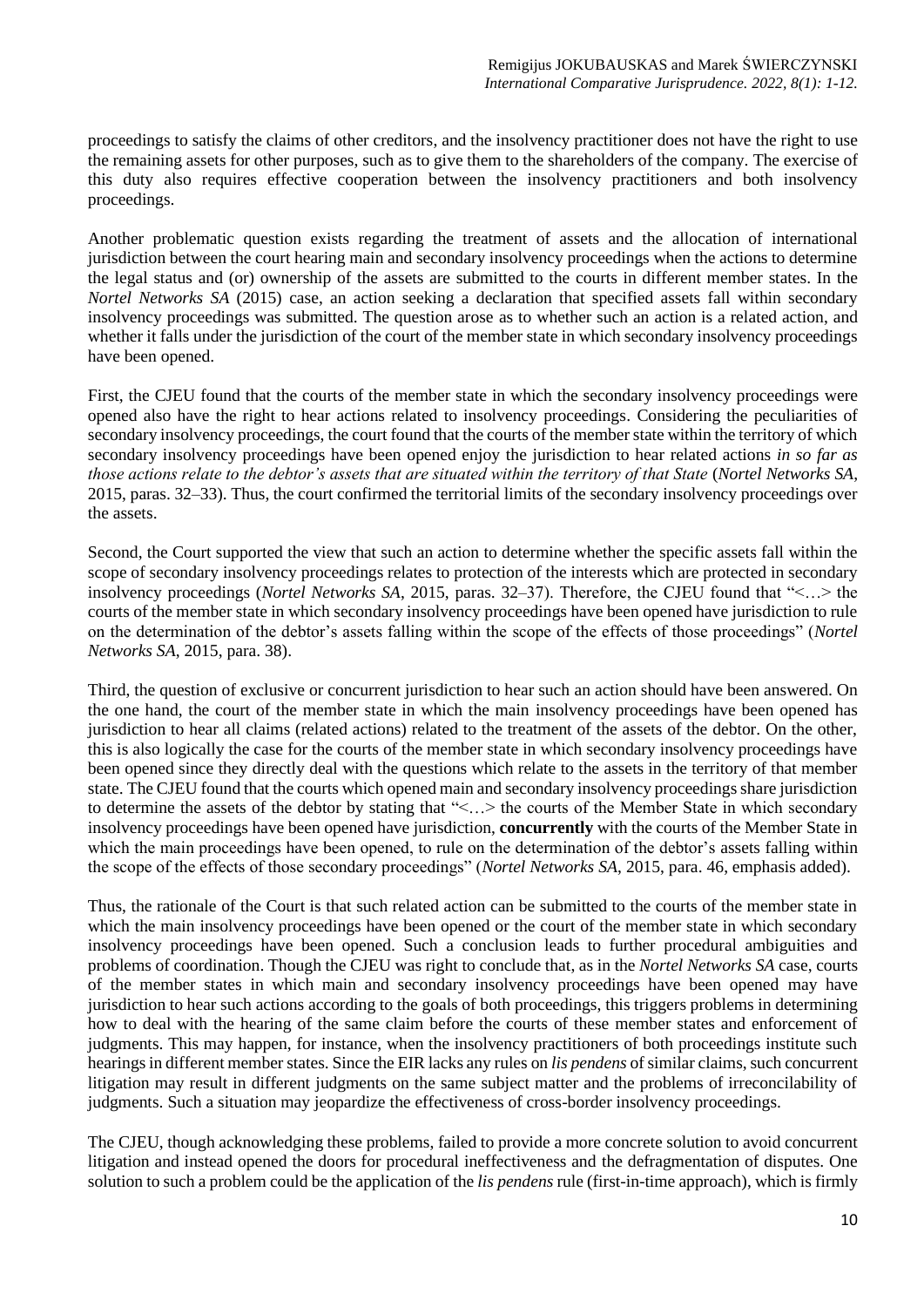proceedings to satisfy the claims of other creditors, and the insolvency practitioner does not have the right to use the remaining assets for other purposes, such as to give them to the shareholders of the company. The exercise of this duty also requires effective cooperation between the insolvency practitioners and both insolvency proceedings.

Another problematic question exists regarding the treatment of assets and the allocation of international jurisdiction between the court hearing main and secondary insolvency proceedings when the actions to determine the legal status and (or) ownership of the assets are submitted to the courts in different member states. In the *Nortel Networks SA* (2015) case, an action seeking a declaration that specified assets fall within secondary insolvency proceedings was submitted. The question arose as to whether such an action is a related action, and whether it falls under the jurisdiction of the court of the member state in which secondary insolvency proceedings have been opened.

First, the CJEU found that the courts of the member state in which the secondary insolvency proceedings were opened also have the right to hear actions related to insolvency proceedings. Considering the peculiarities of secondary insolvency proceedings, the court found that the courts of the member state within the territory of which secondary insolvency proceedings have been opened enjoy the jurisdiction to hear related actions *in so far as those actions relate to the debtor's assets that are situated within the territory of that State* (*Nortel Networks SA*, 2015, paras. 32–33). Thus, the court confirmed the territorial limits of the secondary insolvency proceedings over the assets.

Second, the Court supported the view that such an action to determine whether the specific assets fall within the scope of secondary insolvency proceedings relates to protection of the interests which are protected in secondary insolvency proceedings (*Nortel Networks SA*, 2015, paras. 32–37). Therefore, the CJEU found that "<…> the courts of the member state in which secondary insolvency proceedings have been opened have jurisdiction to rule on the determination of the debtor's assets falling within the scope of the effects of those proceedings" (*Nortel Networks SA*, 2015, para. 38).

Third, the question of exclusive or concurrent jurisdiction to hear such an action should have been answered. On the one hand, the court of the member state in which the main insolvency proceedings have been opened has jurisdiction to hear all claims (related actions) related to the treatment of the assets of the debtor. On the other, this is also logically the case for the courts of the member state in which secondary insolvency proceedings have been opened since they directly deal with the questions which relate to the assets in the territory of that member state. The CJEU found that the courts which opened main and secondary insolvency proceedings share jurisdiction to determine the assets of the debtor by stating that "<…> the courts of the Member State in which secondary insolvency proceedings have been opened have jurisdiction, **concurrently** with the courts of the Member State in which the main proceedings have been opened, to rule on the determination of the debtor's assets falling within the scope of the effects of those secondary proceedings" (*Nortel Networks SA*, 2015, para. 46, emphasis added).

Thus, the rationale of the Court is that such related action can be submitted to the courts of the member state in which the main insolvency proceedings have been opened or the court of the member state in which secondary insolvency proceedings have been opened. Such a conclusion leads to further procedural ambiguities and problems of coordination. Though the CJEU was right to conclude that, as in the *Nortel Networks SA* case, courts of the member states in which main and secondary insolvency proceedings have been opened may have jurisdiction to hear such actions according to the goals of both proceedings, this triggers problems in determining how to deal with the hearing of the same claim before the courts of these member states and enforcement of judgments. This may happen, for instance, when the insolvency practitioners of both proceedings institute such hearings in different member states. Since the EIR lacks any rules on *lis pendens* of similar claims, such concurrent litigation may result in different judgments on the same subject matter and the problems of irreconcilability of judgments. Such a situation may jeopardize the effectiveness of cross-border insolvency proceedings.

The CJEU, though acknowledging these problems, failed to provide a more concrete solution to avoid concurrent litigation and instead opened the doors for procedural ineffectiveness and the defragmentation of disputes. One solution to such a problem could be the application of the *lis pendens* rule (first-in-time approach), which is firmly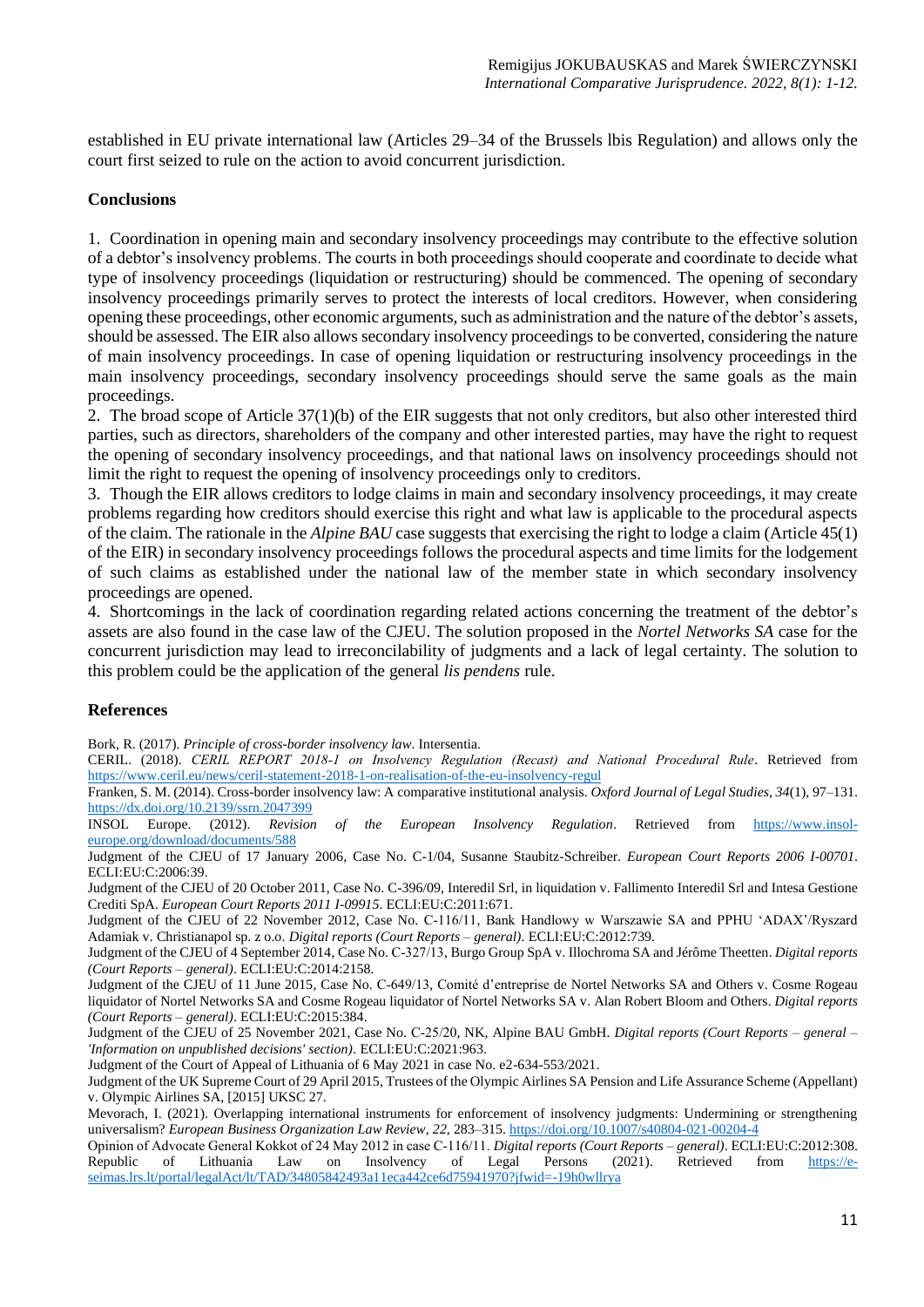established in EU private international law (Articles 29–34 of the Brussels lbis Regulation) and allows only the court first seized to rule on the action to avoid concurrent jurisdiction.

## Conclusions

1. Coordination in opening main and secondary insolvency proceedings may contribute to the effective solution of a debtor's insolvency problems. The courts in both proceedings should cooperate and coordinate to decide what type of insolvency proceedings (liquidation or restructuring) should be commenced. The opening of secondary insolvency proceedings primarily serves to protect the interests of local creditors. However, when considering opening these proceedings, other economic arguments, such as administration and the nature of the debtor's assets, should be assessed. The EIR also allows secondary insolvency proceedings to be converted, considering the nature of main insolvency proceedings. In case of opening liquidation or restructuring insolvency proceedings in the main insolvency proceedings, secondary insolvency proceedings should serve the same goals as the main proceedings.
2. The broad scope of Article 37(1)(b) of the EIR suggests that not only creditors, but also other interested third parties, such as directors, shareholders of the company and other interested parties, may have the right to request the opening of secondary insolvency proceedings, and that national laws on insolvency proceedings should not limit the right to request the opening of insolvency proceedings only to creditors.
3. Though the EIR allows creditors to lodge claims in main and secondary insolvency proceedings, it may create problems regarding how creditors should exercise this right and what law is applicable to the procedural aspects of the claim. The rationale in the *Alpine BAU* case suggests that exercising the right to lodge a claim (Article 45(1) of the EIR) in secondary insolvency proceedings follows the procedural aspects and time limits for the lodgement of such claims as established under the national law of the member state in which secondary insolvency proceedings are opened.
4. Shortcomings in the lack of coordination regarding related actions concerning the treatment of the debtor's assets are also found in the case law of the CJEU. The solution proposed in the *Nortel Networks SA* case for the concurrent jurisdiction may lead to irreconcilability of judgments and a lack of legal certainty. The solution to this problem could be the application of the general *lis pendens* rule.

## References

Bork, R. (2017). *Principle of cross-border insolvency law*. Intersentia.

CERIL. (2018). *CERIL REPORT 2018-1 on Insolvency Regulation (Recast) and National Procedural Rule*. Retrieved from https://www.ceril.eu/news/ceril-statement-2018-1-on-realisation-of-the-eu-insolvency-regul

Franken, S. M. (2014). Cross-border insolvency law: A comparative institutional analysis. *Oxford Journal of Legal Studies*, *34*(1), 97–131. https://dx.doi.org/10.2139/ssrn.2047399

INSOL Europe. (2012). *Revision of the European Insolvency Regulation*. Retrieved from https://www.insol-europe.org/download/documents/588

Judgment of the CJEU of 17 January 2006, Case No. C-1/04, Susanne Staubitz-Schreiber. *European Court Reports 2006 I-00701*. ECLI:EU:C:2006:39.

Judgment of the CJEU of 20 October 2011, Case No. C-396/09, Interedil Srl, in liquidation v. Fallimento Interedil Srl and Intesa Gestione Crediti SpA. *European Court Reports 2011 I-09915*. ECLI:EU:C:2011:671.

Judgment of the CJEU of 22 November 2012, Case No. C-116/11, Bank Handlowy w Warszawie SA and PPHU 'ADAX'/Ryszard Adamiak v. Christianapol sp. z o.o. *Digital reports (Court Reports – general)*. ECLI:EU:C:2012:739.

Judgment of the CJEU of 4 September 2014, Case No. C-327/13, Burgo Group SpA v. Illochroma SA and Jérôme Theetten. *Digital reports (Court Reports – general)*. ECLI:EU:C:2014:2158.

Judgment of the CJEU of 11 June 2015, Case No. C-649/13, Comité d'entreprise de Nortel Networks SA and Others v. Cosme Rogeau liquidator of Nortel Networks SA and Cosme Rogeau liquidator of Nortel Networks SA v. Alan Robert Bloom and Others. *Digital reports (Court Reports – general)*. ECLI:EU:C:2015:384.

Judgment of the CJEU of 25 November 2021, Case No. C-25/20, NK, Alpine BAU GmbH. *Digital reports (Court Reports – general – 'Information on unpublished decisions' section)*. ECLI:EU:C:2021:963.

Judgment of the Court of Appeal of Lithuania of 6 May 2021 in case No. e2-634-553/2021.

Judgment of the UK Supreme Court of 29 April 2015, Trustees of the Olympic Airlines SA Pension and Life Assurance Scheme (Appellant) v. Olympic Airlines SA, [2015] UKSC 27.

Mevorach, I. (2021). Overlapping international instruments for enforcement of insolvency judgments: Undermining or strengthening universalism? *European Business Organization Law Review*, *22*, 283–315. https://doi.org/10.1007/s40804-021-00204-4

Opinion of Advocate General Kokkot of 24 May 2012 in case C-116/11. *Digital reports (Court Reports – general)*. ECLI:EU:C:2012:308.

Republic of Lithuania Law on Insolvency of Legal Persons (2021). Retrieved from https://e-seimas.lrs.lt/portal/legalAct/lt/TAD/34805842493a11eca442ce6d75941970?jfwid=-19h0wllrya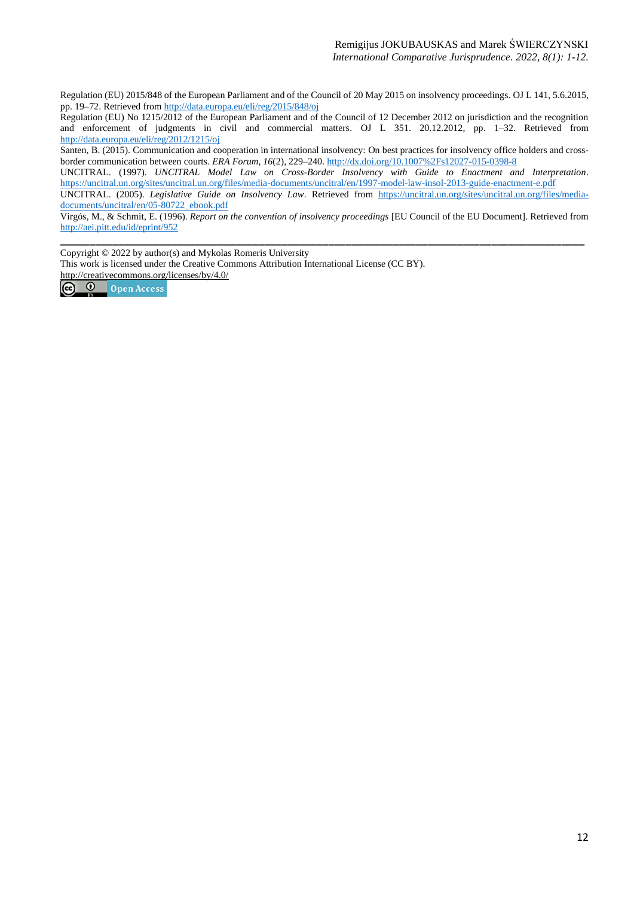Regulation (EU) 2015/848 of the European Parliament and of the Council of 20 May 2015 on insolvency proceedings. OJ L 141, 5.6.2015, pp. 19–72. Retrieved from http://data.europa.eu/eli/reg/2015/848/oj

Regulation (EU) No 1215/2012 of the European Parliament and of the Council of 12 December 2012 on jurisdiction and the recognition and enforcement of judgments in civil and commercial matters. OJ L 351. 20.12.2012, pp. 1–32. Retrieved from http://data.europa.eu/eli/reg/2012/1215/oj

Santen, B. (2015). Communication and cooperation in international insolvency: On best practices for insolvency office holders and cross-border communication between courts. *ERA Forum, 16*(2), 229–240. http://dx.doi.org/10.1007%2Fs12027-015-0398-8

UNCITRAL. (1997). *UNCITRAL Model Law on Cross-Border Insolvency with Guide to Enactment and Interpretation*. https://uncitral.un.org/sites/uncitral.un.org/files/media-documents/uncitral/en/1997-model-law-insol-2013-guide-enactment-e.pdf

UNCITRAL. (2005). *Legislative Guide on Insolvency Law*. Retrieved from https://uncitral.un.org/sites/uncitral.un.org/files/media-documents/uncitral/en/05-80722_ebook.pdf

Virgós, M., & Schmit, E. (1996). *Report on the convention of insolvency proceedings* [EU Council of the EU Document]. Retrieved from http://aei.pitt.edu/id/eprint/952

---

Copyright © 2022 by author(s) and Mykolas Romeris University
This work is licensed under the Creative Commons Attribution International License (CC BY).
http://creativecommons.org/licenses/by/4.0/

Open Access